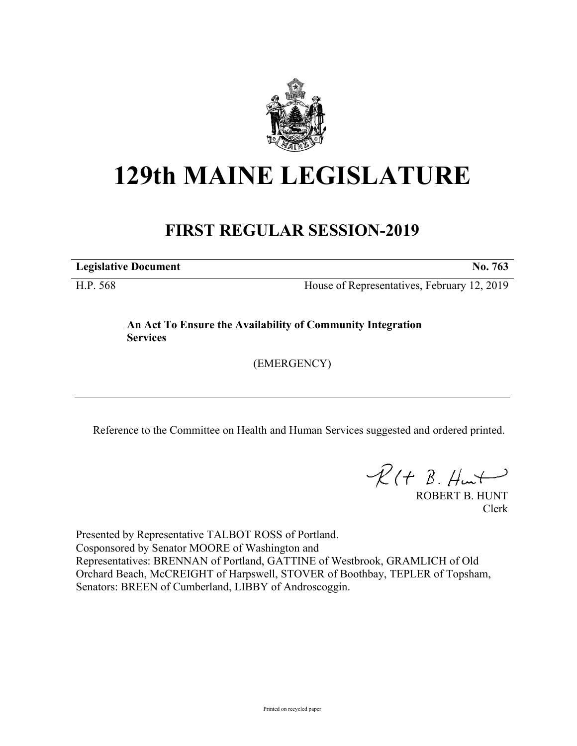# 129th MAINE LEGISLATURE

## FIRST REGULAR SESSION-2019

**Legislative Document** **No. 763**

H.P. 568 House of Representatives, February 12, 2019

**An Act To Ensure the Availability of Community Integration Services**

(EMERGENCY)

---

Reference to the Committee on Health and Human Services suggested and ordered printed.

ROBERT B. HUNT
Clerk

Presented by Representative TALBOT ROSS of Portland.
Cosponsored by Senator MOORE of Washington and
Representatives: BRENNAN of Portland, GATTINE of Westbrook, GRAMLICH of Old Orchard Beach, McCREIGHT of Harpswell, STOVER of Boothbay, TEPLER of Topsham, Senators: BREEN of Cumberland, LIBBY of Androscoggin.

Printed on recycled paper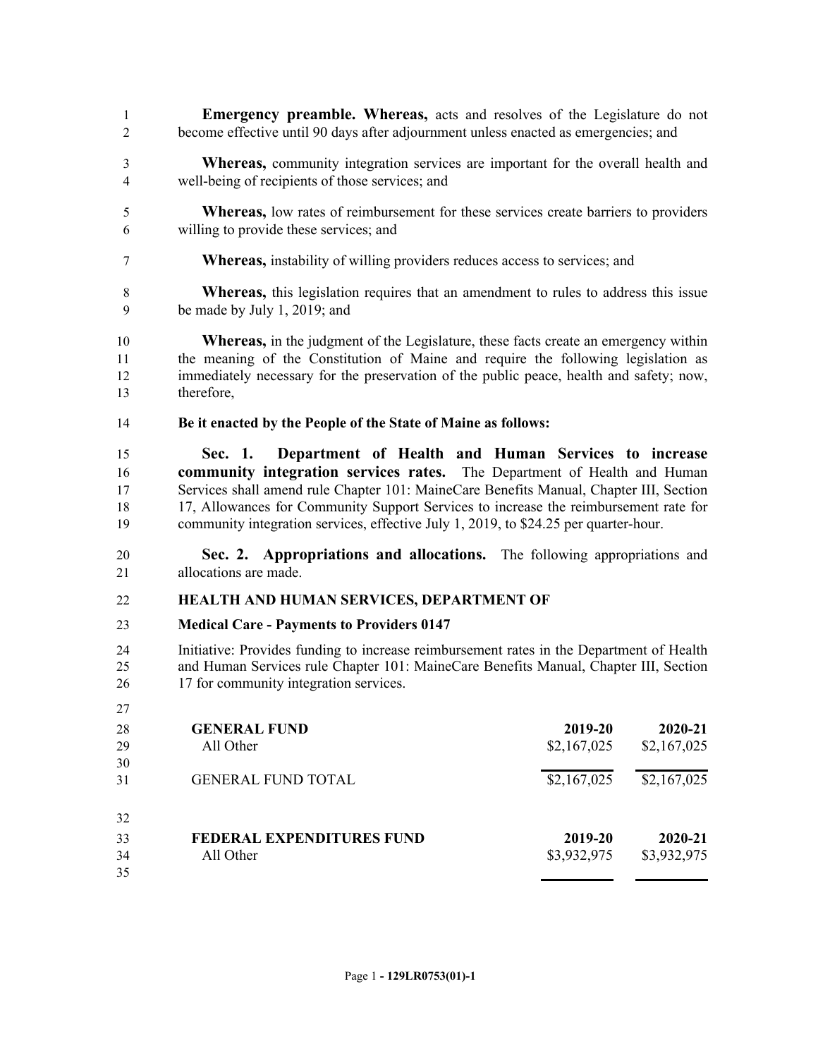**Emergency preamble. Whereas,** acts and resolves of the Legislature do not become effective until 90 days after adjournment unless enacted as emergencies; and

**Whereas,** community integration services are important for the overall health and well-being of recipients of those services; and

**Whereas,** low rates of reimbursement for these services create barriers to providers willing to provide these services; and

**Whereas,** instability of willing providers reduces access to services; and

**Whereas,** this legislation requires that an amendment to rules to address this issue be made by July 1, 2019; and

**Whereas,** in the judgment of the Legislature, these facts create an emergency within the meaning of the Constitution of Maine and require the following legislation as immediately necessary for the preservation of the public peace, health and safety; now, therefore,

**Be it enacted by the People of the State of Maine as follows:**

**Sec. 1. Department of Health and Human Services to increase community integration services rates.** The Department of Health and Human Services shall amend rule Chapter 101: MaineCare Benefits Manual, Chapter III, Section 17, Allowances for Community Support Services to increase the reimbursement rate for community integration services, effective July 1, 2019, to $24.25 per quarter-hour.

**Sec. 2. Appropriations and allocations.** The following appropriations and allocations are made.

**HEALTH AND HUMAN SERVICES, DEPARTMENT OF**

**Medical Care - Payments to Providers 0147**

Initiative: Provides funding to increase reimbursement rates in the Department of Health and Human Services rule Chapter 101: MaineCare Benefits Manual, Chapter III, Section 17 for community integration services.

| **GENERAL FUND** | **2019-20** | **2020-21** |
|---|---|---|
| All Other | $2,167,025 | $2,167,025 |
| GENERAL FUND TOTAL | $2,167,025 | $2,167,025 |

| **FEDERAL EXPENDITURES FUND** | **2019-20** | **2020-21** |
|---|---|---|
| All Other | $3,932,975 | $3,932,975 |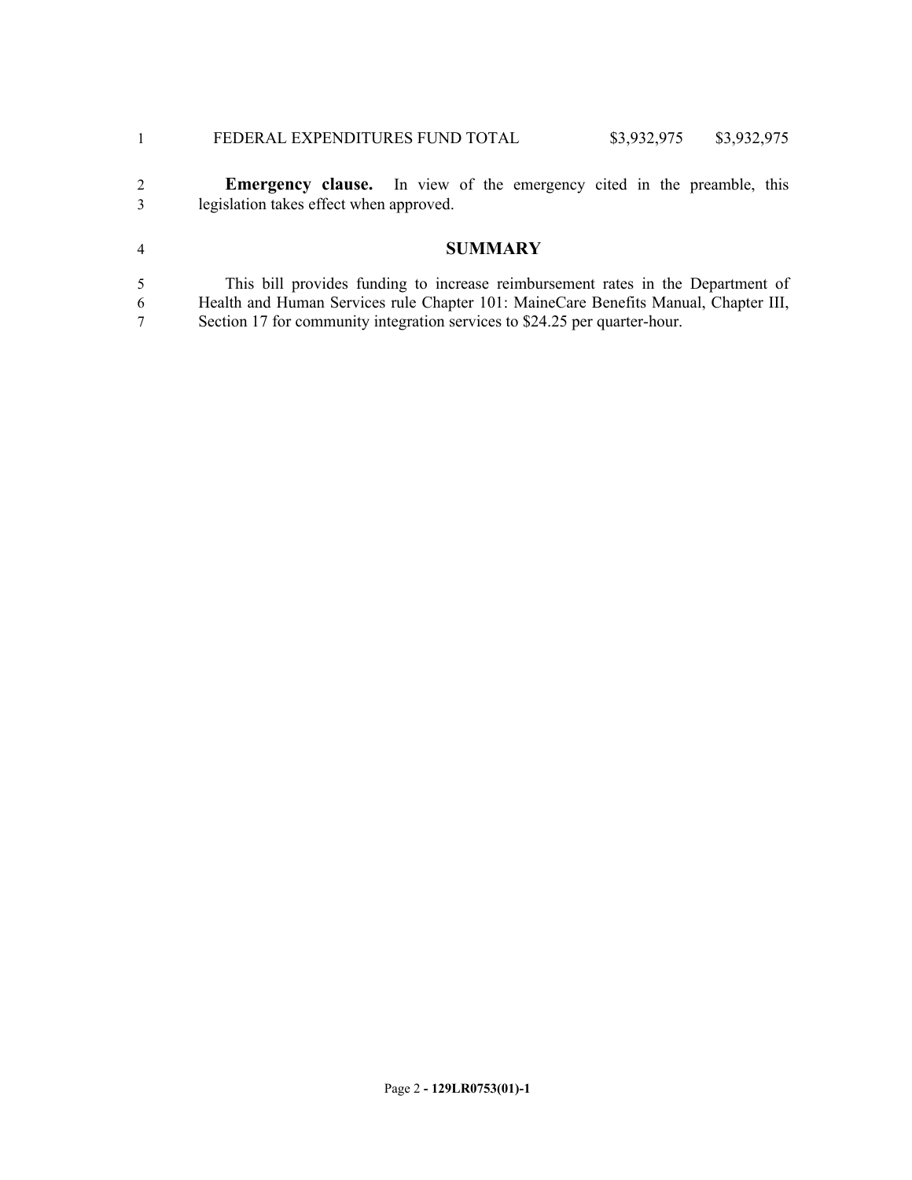| | | |
|---|---|---|
| FEDERAL EXPENDITURES FUND TOTAL | $3,932,975 | $3,932,975 |

**Emergency clause.** In view of the emergency cited in the preamble, this legislation takes effect when approved.

## SUMMARY

This bill provides funding to increase reimbursement rates in the Department of Health and Human Services rule Chapter 101: MaineCare Benefits Manual, Chapter III, Section 17 for community integration services to $24.25 per quarter-hour.